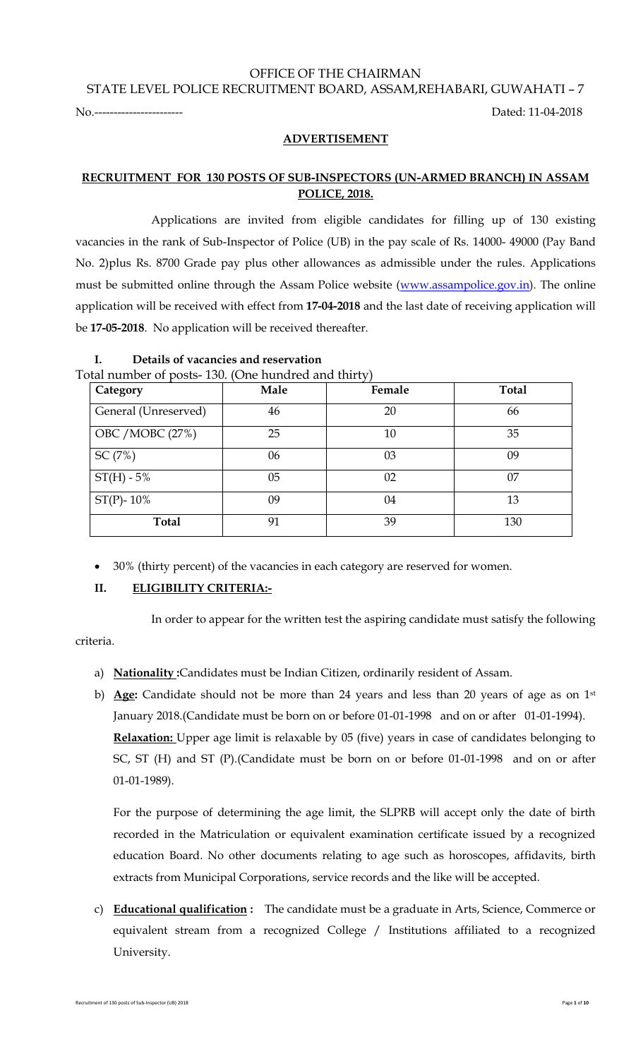OFFICE OF THE CHAIRMAN
STATE LEVEL POLICE RECRUITMENT BOARD, ASSAM,REHABARI, GUWAHATI – 7

No.----------------------- Dated: 11-04-2018

**ADVERTISEMENT**

**RECRUITMENT FOR 130 POSTS OF SUB-INSPECTORS (UN-ARMED BRANCH) IN ASSAM POLICE, 2018.**

Applications are invited from eligible candidates for filling up of 130 existing vacancies in the rank of Sub-Inspector of Police (UB) in the pay scale of Rs. 14000- 49000 (Pay Band No. 2)plus Rs. 8700 Grade pay plus other allowances as admissible under the rules. Applications must be submitted online through the Assam Police website (www.assampolice.gov.in). The online application will be received with effect from **17-04-2018** and the last date of receiving application will be **17-05-2018**. No application will be received thereafter.

## I. Details of vacancies and reservation

Total number of posts- 130. (One hundred and thirty)

| Category | Male | Female | Total |
|---|---|---|---|
| General (Unreserved) | 46 | 20 | 66 |
| OBC /MOBC (27%) | 25 | 10 | 35 |
| SC (7%) | 06 | 03 | 09 |
| ST(H) - 5% | 05 | 02 | 07 |
| ST(P)- 10% | 09 | 04 | 13 |
| **Total** | 91 | 39 | 130 |

- 30% (thirty percent) of the vacancies in each category are reserved for women.

## II. ELIGIBILITY CRITERIA:-

In order to appear for the written test the aspiring candidate must satisfy the following criteria.

a) **Nationality :**Candidates must be Indian Citizen, ordinarily resident of Assam.

b) **Age:** Candidate should not be more than 24 years and less than 20 years of age as on 1st January 2018.(Candidate must be born on or before 01-01-1998 and on or after 01-01-1994).
**Relaxation:** Upper age limit is relaxable by 05 (five) years in case of candidates belonging to SC, ST (H) and ST (P).(Candidate must be born on or before 01-01-1998 and on or after 01-01-1989).

For the purpose of determining the age limit, the SLPRB will accept only the date of birth recorded in the Matriculation or equivalent examination certificate issued by a recognized education Board. No other documents relating to age such as horoscopes, affidavits, birth extracts from Municipal Corporations, service records and the like will be accepted.

c) **Educational qualification :** The candidate must be a graduate in Arts, Science, Commerce or equivalent stream from a recognized College / Institutions affiliated to a recognized University.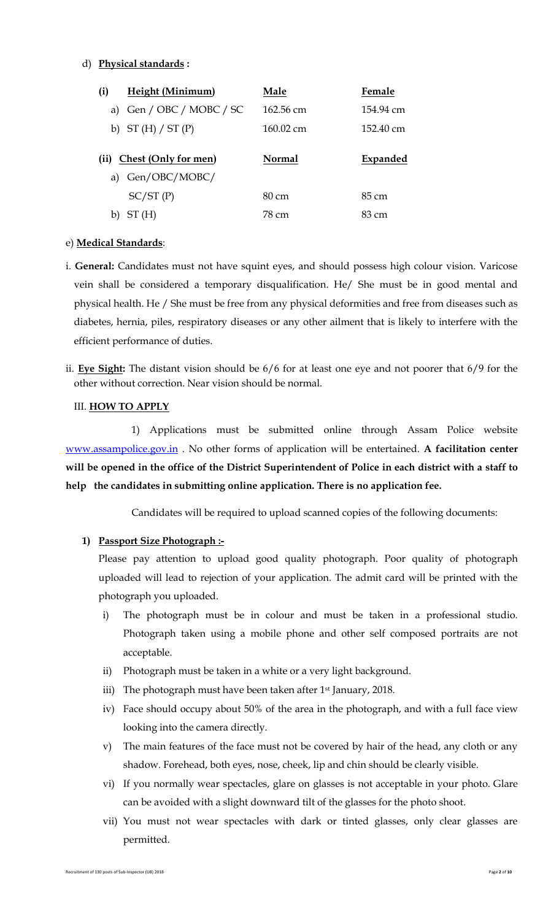d) **Physical standards :**

| (i) **Height (Minimum)** | **Male** | **Female** |
|---|---|---|
| a) Gen / OBC / MOBC / SC | 162.56 cm | 154.94 cm |
| b) ST (H) / ST (P) | 160.02 cm | 152.40 cm |

| (ii) **Chest (Only for men)** | **Normal** | **Expanded** |
|---|---|---|
| a) Gen/OBC/MOBC/ SC/ST (P) | 80 cm | 85 cm |
| b) ST (H) | 78 cm | 83 cm |

e) **Medical Standards**:

i. **General:** Candidates must not have squint eyes, and should possess high colour vision. Varicose vein shall be considered a temporary disqualification. He/ She must be in good mental and physical health. He / She must be free from any physical deformities and free from diseases such as diabetes, hernia, piles, respiratory diseases or any other ailment that is likely to interfere with the efficient performance of duties.

ii. **Eye Sight:** The distant vision should be 6/6 for at least one eye and not poorer that 6/9 for the other without correction. Near vision should be normal.

III. **HOW TO APPLY**

1) Applications must be submitted online through Assam Police website www.assampolice.gov.in . No other forms of application will be entertained. **A facilitation center will be opened in the office of the District Superintendent of Police in each district with a staff to help the candidates in submitting online application. There is no application fee.**

Candidates will be required to upload scanned copies of the following documents:

1) **Passport Size Photograph :-**

Please pay attention to upload good quality photograph. Poor quality of photograph uploaded will lead to rejection of your application. The admit card will be printed with the photograph you uploaded.

i) The photograph must be in colour and must be taken in a professional studio. Photograph taken using a mobile phone and other self composed portraits are not acceptable.

ii) Photograph must be taken in a white or a very light background.

iii) The photograph must have been taken after 1st January, 2018.

iv) Face should occupy about 50% of the area in the photograph, and with a full face view looking into the camera directly.

v) The main features of the face must not be covered by hair of the head, any cloth or any shadow. Forehead, both eyes, nose, cheek, lip and chin should be clearly visible.

vi) If you normally wear spectacles, glare on glasses is not acceptable in your photo. Glare can be avoided with a slight downward tilt of the glasses for the photo shoot.

vii) You must not wear spectacles with dark or tinted glasses, only clear glasses are permitted.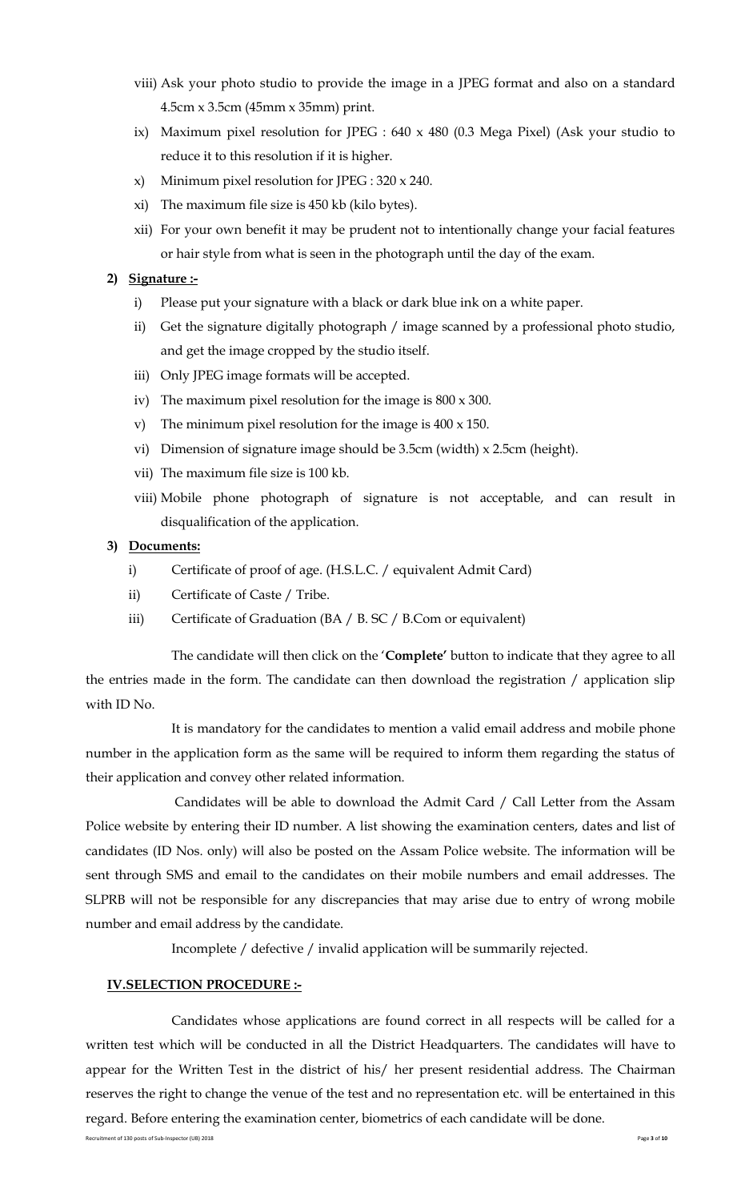viii) Ask your photo studio to provide the image in a JPEG format and also on a standard 4.5cm x 3.5cm (45mm x 35mm) print.

ix) Maximum pixel resolution for JPEG : 640 x 480 (0.3 Mega Pixel) (Ask your studio to reduce it to this resolution if it is higher.

x) Minimum pixel resolution for JPEG : 320 x 240.

xi) The maximum file size is 450 kb (kilo bytes).

xii) For your own benefit it may be prudent not to intentionally change your facial features or hair style from what is seen in the photograph until the day of the exam.

**2) <u>Signature :-</u>**

i) Please put your signature with a black or dark blue ink on a white paper.

ii) Get the signature digitally photograph / image scanned by a professional photo studio, and get the image cropped by the studio itself.

iii) Only JPEG image formats will be accepted.

iv) The maximum pixel resolution for the image is 800 x 300.

v) The minimum pixel resolution for the image is 400 x 150.

vi) Dimension of signature image should be 3.5cm (width) x 2.5cm (height).

vii) The maximum file size is 100 kb.

viii) Mobile phone photograph of signature is not acceptable, and can result in disqualification of the application.

**3) <u>Documents:</u>**

i) Certificate of proof of age. (H.S.L.C. / equivalent Admit Card)

ii) Certificate of Caste / Tribe.

iii) Certificate of Graduation (BA / B. SC / B.Com or equivalent)

The candidate will then click on the '**Complete**' button to indicate that they agree to all the entries made in the form. The candidate can then download the registration / application slip with ID No.

It is mandatory for the candidates to mention a valid email address and mobile phone number in the application form as the same will be required to inform them regarding the status of their application and convey other related information.

Candidates will be able to download the Admit Card / Call Letter from the Assam Police website by entering their ID number. A list showing the examination centers, dates and list of candidates (ID Nos. only) will also be posted on the Assam Police website. The information will be sent through SMS and email to the candidates on their mobile numbers and email addresses. The SLPRB will not be responsible for any discrepancies that may arise due to entry of wrong mobile number and email address by the candidate.

Incomplete / defective / invalid application will be summarily rejected.

## <u>IV.SELECTION PROCEDURE :-</u>

Candidates whose applications are found correct in all respects will be called for a written test which will be conducted in all the District Headquarters. The candidates will have to appear for the Written Test in the district of his/ her present residential address. The Chairman reserves the right to change the venue of the test and no representation etc. will be entertained in this regard. Before entering the examination center, biometrics of each candidate will be done.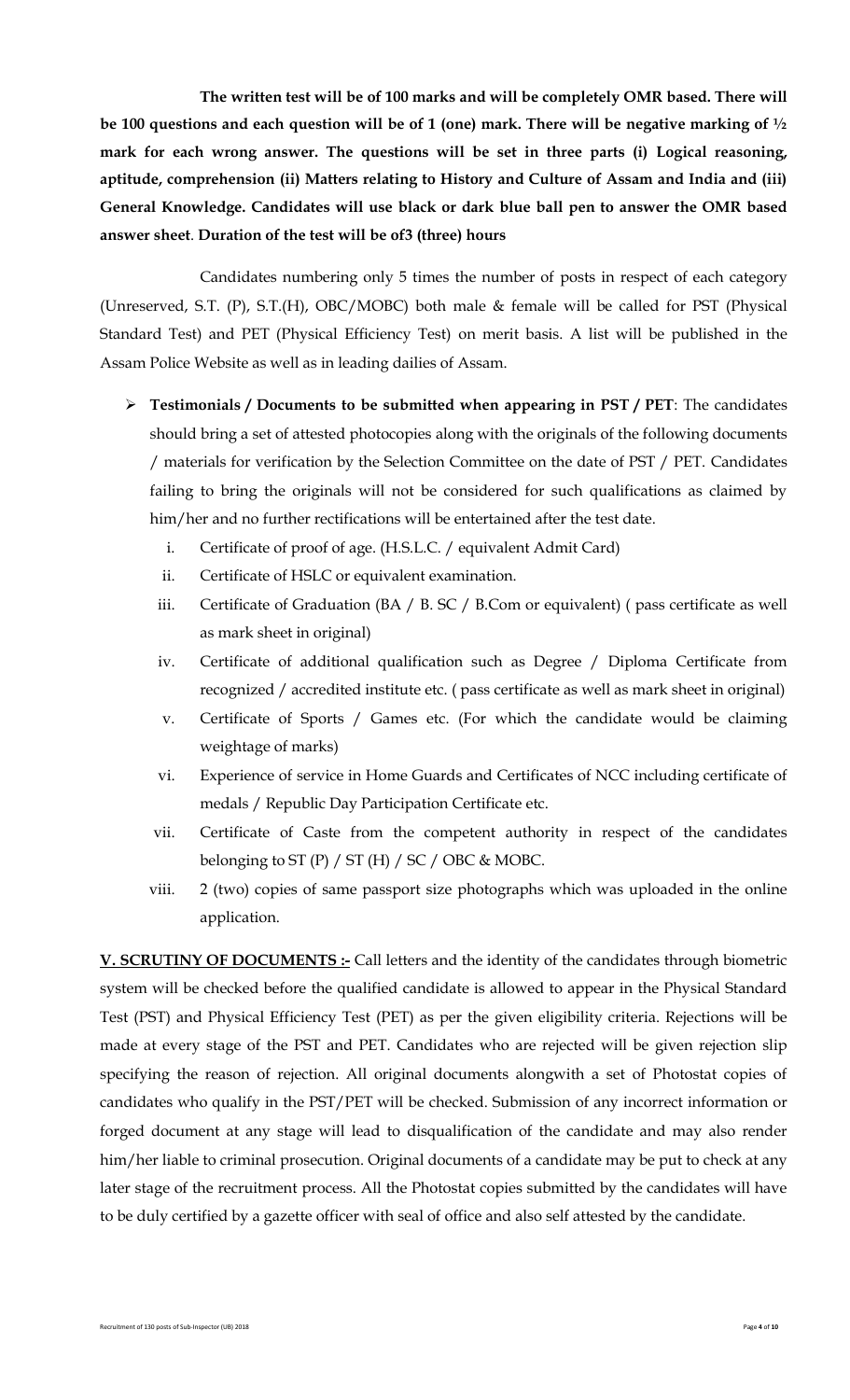**The written test will be of 100 marks and will be completely OMR based. There will be 100 questions and each question will be of 1 (one) mark. There will be negative marking of ½ mark for each wrong answer. The questions will be set in three parts (i) Logical reasoning, aptitude, comprehension (ii) Matters relating to History and Culture of Assam and India and (iii) General Knowledge. Candidates will use black or dark blue ball pen to answer the OMR based answer sheet**. **Duration of the test will be of3 (three) hours**

Candidates numbering only 5 times the number of posts in respect of each category (Unreserved, S.T. (P), S.T.(H), OBC/MOBC) both male & female will be called for PST (Physical Standard Test) and PET (Physical Efficiency Test) on merit basis. A list will be published in the Assam Police Website as well as in leading dailies of Assam.

- **Testimonials / Documents to be submitted when appearing in PST / PET**: The candidates should bring a set of attested photocopies along with the originals of the following documents / materials for verification by the Selection Committee on the date of PST / PET. Candidates failing to bring the originals will not be considered for such qualifications as claimed by him/her and no further rectifications will be entertained after the test date.
  1. Certificate of proof of age. (H.S.L.C. / equivalent Admit Card)
  2. Certificate of HSLC or equivalent examination.
  3. Certificate of Graduation (BA / B. SC / B.Com or equivalent) ( pass certificate as well as mark sheet in original)
  4. Certificate of additional qualification such as Degree / Diploma Certificate from recognized / accredited institute etc. ( pass certificate as well as mark sheet in original)
  5. Certificate of Sports / Games etc. (For which the candidate would be claiming weightage of marks)
  6. Experience of service in Home Guards and Certificates of NCC including certificate of medals / Republic Day Participation Certificate etc.
  7. Certificate of Caste from the competent authority in respect of the candidates belonging to ST (P) / ST (H) / SC / OBC & MOBC.
  8. 2 (two) copies of same passport size photographs which was uploaded in the online application.

**V. SCRUTINY OF DOCUMENTS :-** Call letters and the identity of the candidates through biometric system will be checked before the qualified candidate is allowed to appear in the Physical Standard Test (PST) and Physical Efficiency Test (PET) as per the given eligibility criteria. Rejections will be made at every stage of the PST and PET. Candidates who are rejected will be given rejection slip specifying the reason of rejection. All original documents alongwith a set of Photostat copies of candidates who qualify in the PST/PET will be checked. Submission of any incorrect information or forged document at any stage will lead to disqualification of the candidate and may also render him/her liable to criminal prosecution. Original documents of a candidate may be put to check at any later stage of the recruitment process. All the Photostat copies submitted by the candidates will have to be duly certified by a gazette officer with seal of office and also self attested by the candidate.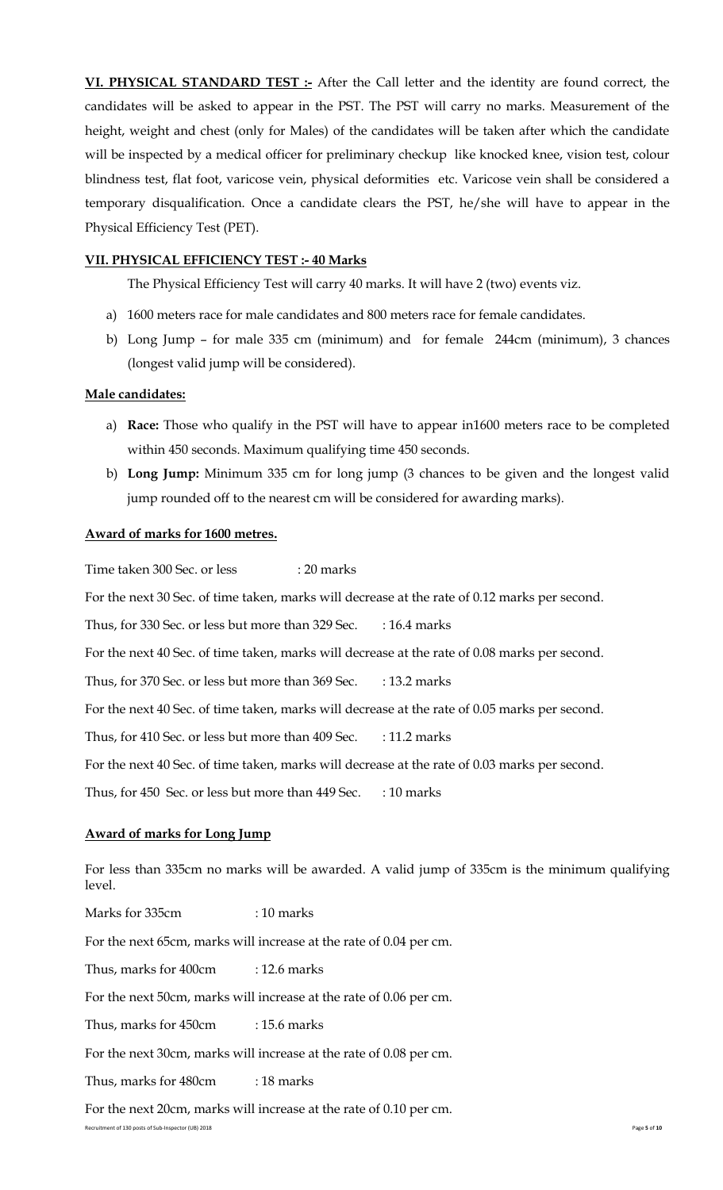**VI. PHYSICAL STANDARD TEST :-** After the Call letter and the identity are found correct, the candidates will be asked to appear in the PST. The PST will carry no marks. Measurement of the height, weight and chest (only for Males) of the candidates will be taken after which the candidate will be inspected by a medical officer for preliminary checkup like knocked knee, vision test, colour blindness test, flat foot, varicose vein, physical deformities etc. Varicose vein shall be considered a temporary disqualification. Once a candidate clears the PST, he/she will have to appear in the Physical Efficiency Test (PET).

**VII. PHYSICAL EFFICIENCY TEST :- 40 Marks**

The Physical Efficiency Test will carry 40 marks. It will have 2 (two) events viz.

a) 1600 meters race for male candidates and 800 meters race for female candidates.
b) Long Jump – for male 335 cm (minimum) and for female 244cm (minimum), 3 chances (longest valid jump will be considered).

**Male candidates:**

a) **Race:** Those who qualify in the PST will have to appear in1600 meters race to be completed within 450 seconds. Maximum qualifying time 450 seconds.
b) **Long Jump:** Minimum 335 cm for long jump (3 chances to be given and the longest valid jump rounded off to the nearest cm will be considered for awarding marks).

**Award of marks for 1600 metres.**

Time taken 300 Sec. or less : 20 marks

For the next 30 Sec. of time taken, marks will decrease at the rate of 0.12 marks per second.

Thus, for 330 Sec. or less but more than 329 Sec. : 16.4 marks

For the next 40 Sec. of time taken, marks will decrease at the rate of 0.08 marks per second.

Thus, for 370 Sec. or less but more than 369 Sec. : 13.2 marks

For the next 40 Sec. of time taken, marks will decrease at the rate of 0.05 marks per second.

Thus, for 410 Sec. or less but more than 409 Sec. : 11.2 marks

For the next 40 Sec. of time taken, marks will decrease at the rate of 0.03 marks per second.

Thus, for 450 Sec. or less but more than 449 Sec. : 10 marks

**Award of marks for Long Jump**

For less than 335cm no marks will be awarded. A valid jump of 335cm is the minimum qualifying level.

Marks for 335cm : 10 marks

For the next 65cm, marks will increase at the rate of 0.04 per cm.

Thus, marks for 400cm : 12.6 marks

For the next 50cm, marks will increase at the rate of 0.06 per cm.

Thus, marks for 450cm : 15.6 marks

For the next 30cm, marks will increase at the rate of 0.08 per cm.

Thus, marks for 480cm : 18 marks

For the next 20cm, marks will increase at the rate of 0.10 per cm.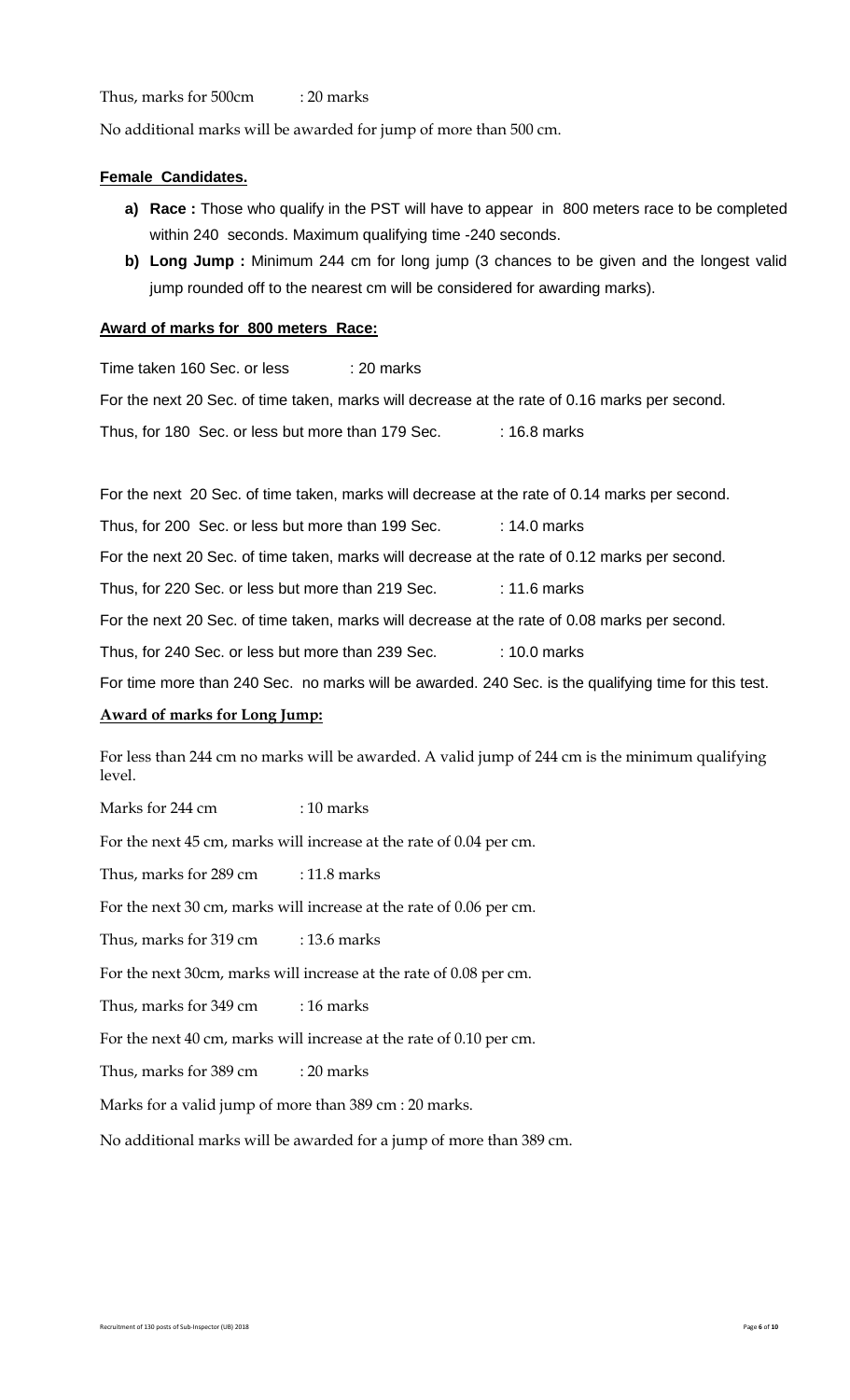Thus, marks for 500cm : 20 marks

No additional marks will be awarded for jump of more than 500 cm.

**Female Candidates.**

a) **Race :** Those who qualify in the PST will have to appear in 800 meters race to be completed within 240 seconds. Maximum qualifying time -240 seconds.

b) **Long Jump :** Minimum 244 cm for long jump (3 chances to be given and the longest valid jump rounded off to the nearest cm will be considered for awarding marks).

**Award of marks for 800 meters Race:**

Time taken 160 Sec. or less : 20 marks

For the next 20 Sec. of time taken, marks will decrease at the rate of 0.16 marks per second.

Thus, for 180 Sec. or less but more than 179 Sec. : 16.8 marks

For the next 20 Sec. of time taken, marks will decrease at the rate of 0.14 marks per second.

Thus, for 200 Sec. or less but more than 199 Sec. : 14.0 marks

For the next 20 Sec. of time taken, marks will decrease at the rate of 0.12 marks per second.

Thus, for 220 Sec. or less but more than 219 Sec. : 11.6 marks

For the next 20 Sec. of time taken, marks will decrease at the rate of 0.08 marks per second.

Thus, for 240 Sec. or less but more than 239 Sec. : 10.0 marks

For time more than 240 Sec. no marks will be awarded. 240 Sec. is the qualifying time for this test.

**Award of marks for Long Jump:**

For less than 244 cm no marks will be awarded. A valid jump of 244 cm is the minimum qualifying level.

Marks for 244 cm : 10 marks

For the next 45 cm, marks will increase at the rate of 0.04 per cm.

Thus, marks for 289 cm : 11.8 marks

For the next 30 cm, marks will increase at the rate of 0.06 per cm.

Thus, marks for 319 cm : 13.6 marks

For the next 30cm, marks will increase at the rate of 0.08 per cm.

Thus, marks for 349 cm : 16 marks

For the next 40 cm, marks will increase at the rate of 0.10 per cm.

Thus, marks for 389 cm : 20 marks

Marks for a valid jump of more than 389 cm : 20 marks.

No additional marks will be awarded for a jump of more than 389 cm.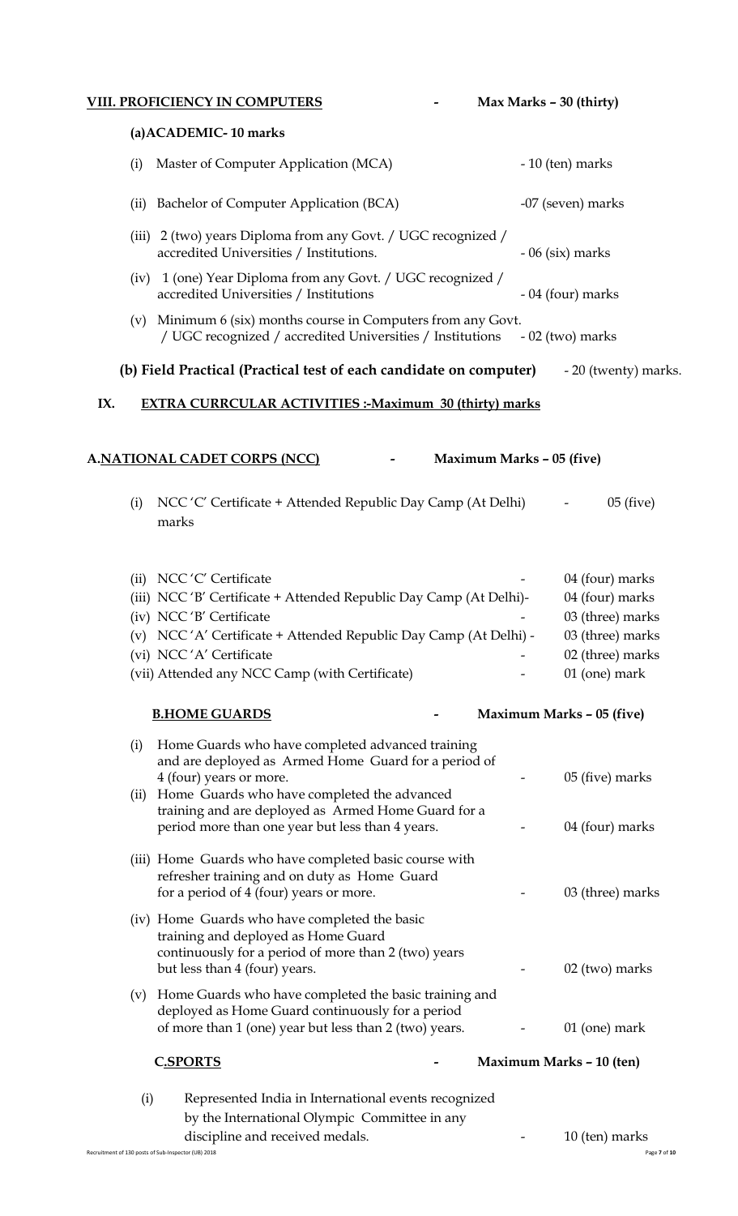## VIII. PROFICIENCY IN COMPUTERS - Max Marks – 30 (thirty)

**(a)ACADEMIC- 10 marks**

(i) Master of Computer Application (MCA) - 10 (ten) marks

(ii) Bachelor of Computer Application (BCA) -07 (seven) marks

(iii) 2 (two) years Diploma from any Govt. / UGC recognized / accredited Universities / Institutions. - 06 (six) marks

(iv) 1 (one) Year Diploma from any Govt. / UGC recognized / accredited Universities / Institutions - 04 (four) marks

(v) Minimum 6 (six) months course in Computers from any Govt. / UGC recognized / accredited Universities / Institutions - 02 (two) marks

**(b) Field Practical (Practical test of each candidate on computer)** - 20 (twenty) marks.

## IX. EXTRA CURRCULAR ACTIVITIES :-Maximum 30 (thirty) marks

### A. NATIONAL CADET CORPS (NCC) - Maximum Marks – 05 (five)

(i) NCC 'C' Certificate + Attended Republic Day Camp (At Delhi) - 05 (five) marks

(ii) NCC 'C' Certificate - 04 (four) marks
(iii) NCC 'B' Certificate + Attended Republic Day Camp (At Delhi)- 04 (four) marks
(iv) NCC 'B' Certificate - 03 (three) marks
(v) NCC 'A' Certificate + Attended Republic Day Camp (At Delhi) - 03 (three) marks
(vi) NCC 'A' Certificate - 02 (three) marks
(vii) Attended any NCC Camp (with Certificate) - 01 (one) mark

### B. HOME GUARDS - Maximum Marks – 05 (five)

(i) Home Guards who have completed advanced training and are deployed as Armed Home Guard for a period of 4 (four) years or more. - 05 (five) marks
(ii) Home Guards who have completed the advanced training and are deployed as Armed Home Guard for a period more than one year but less than 4 years. - 04 (four) marks

(iii) Home Guards who have completed basic course with refresher training and on duty as Home Guard for a period of 4 (four) years or more. - 03 (three) marks

(iv) Home Guards who have completed the basic training and deployed as Home Guard continuously for a period of more than 2 (two) years but less than 4 (four) years. - 02 (two) marks

(v) Home Guards who have completed the basic training and deployed as Home Guard continuously for a period of more than 1 (one) year but less than 2 (two) years. - 01 (one) mark

### C. SPORTS - Maximum Marks – 10 (ten)

(i) Represented India in International events recognized by the International Olympic Committee in any discipline and received medals. - 10 (ten) marks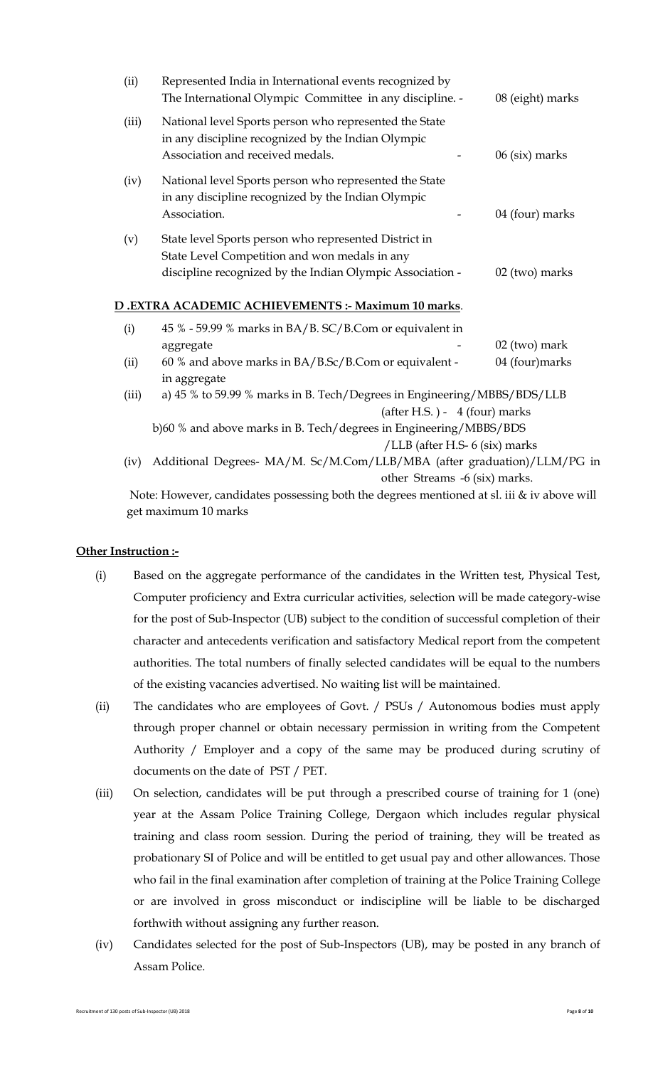(ii) Represented India in International events recognized by The International Olympic Committee in any discipline. - 08 (eight) marks

(iii) National level Sports person who represented the State in any discipline recognized by the Indian Olympic Association and received medals. - 06 (six) marks

(iv) National level Sports person who represented the State in any discipline recognized by the Indian Olympic Association. - 04 (four) marks

(v) State level Sports person who represented District in State Level Competition and won medals in any discipline recognized by the Indian Olympic Association - 02 (two) marks

**D .EXTRA ACADEMIC ACHIEVEMENTS :- Maximum 10 marks**.

(i) 45 % - 59.99 % marks in BA/B. SC/B.Com or equivalent in aggregate - 02 (two) mark

(ii) 60 % and above marks in BA/B.Sc/B.Com or equivalent - in aggregate 04 (four)marks

(iii) a) 45 % to 59.99 % marks in B. Tech/Degrees in Engineering/MBBS/BDS/LLB (after H.S. ) - 4 (four) marks

b)60 % and above marks in B. Tech/degrees in Engineering/MBBS/BDS /LLB (after H.S- 6 (six) marks

(iv) Additional Degrees- MA/M. Sc/M.Com/LLB/MBA (after graduation)/LLM/PG in other Streams -6 (six) marks.

Note: However, candidates possessing both the degrees mentioned at sl. iii & iv above will get maximum 10 marks

**Other Instruction :-**

(i) Based on the aggregate performance of the candidates in the Written test, Physical Test, Computer proficiency and Extra curricular activities, selection will be made category-wise for the post of Sub-Inspector (UB) subject to the condition of successful completion of their character and antecedents verification and satisfactory Medical report from the competent authorities. The total numbers of finally selected candidates will be equal to the numbers of the existing vacancies advertised. No waiting list will be maintained.

(ii) The candidates who are employees of Govt. / PSUs / Autonomous bodies must apply through proper channel or obtain necessary permission in writing from the Competent Authority / Employer and a copy of the same may be produced during scrutiny of documents on the date of PST / PET.

(iii) On selection, candidates will be put through a prescribed course of training for 1 (one) year at the Assam Police Training College, Dergaon which includes regular physical training and class room session. During the period of training, they will be treated as probationary SI of Police and will be entitled to get usual pay and other allowances. Those who fail in the final examination after completion of training at the Police Training College or are involved in gross misconduct or indiscipline will be liable to be discharged forthwith without assigning any further reason.

(iv) Candidates selected for the post of Sub-Inspectors (UB), may be posted in any branch of Assam Police.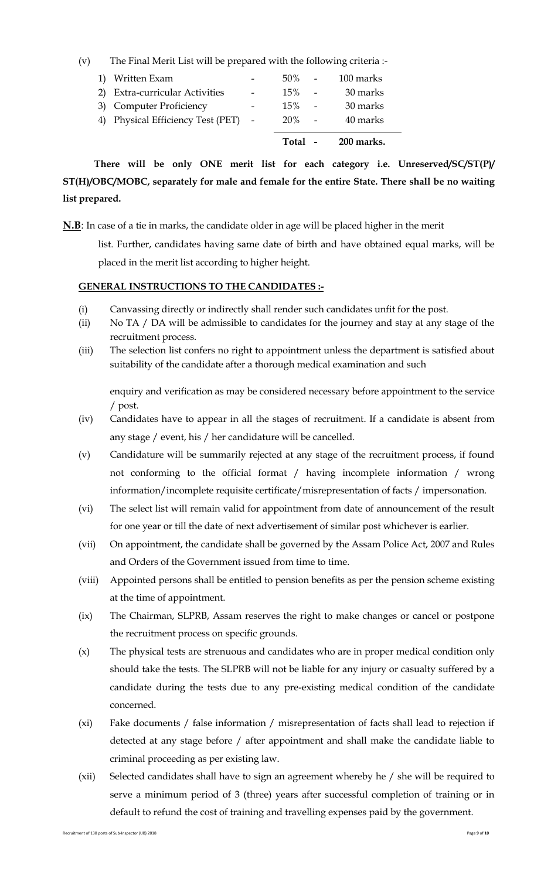(v) The Final Merit List will be prepared with the following criteria :-

| | | | | | |
|---|---|---|---|---|---|
| 1) Written Exam | - | 50% | - | 100 marks |
| 2) Extra-curricular Activities | - | 15% | - | 30 marks |
| 3) Computer Proficiency | - | 15% | - | 30 marks |
| 4) Physical Efficiency Test (PET) | - | 20% | - | 40 marks |
| | | **Total** | **-** | **200 marks.** |

**There will be only ONE merit list for each category i.e. Unreserved/SC/ST(P)/ ST(H)/OBC/MOBC, separately for male and female for the entire State. There shall be no waiting list prepared.**

**N.B**: In case of a tie in marks, the candidate older in age will be placed higher in the merit list. Further, candidates having same date of birth and have obtained equal marks, will be placed in the merit list according to higher height.

**GENERAL INSTRUCTIONS TO THE CANDIDATES :-**

(i) Canvassing directly or indirectly shall render such candidates unfit for the post.

(ii) No TA / DA will be admissible to candidates for the journey and stay at any stage of the recruitment process.

(iii) The selection list confers no right to appointment unless the department is satisfied about suitability of the candidate after a thorough medical examination and such enquiry and verification as may be considered necessary before appointment to the service / post.

(iv) Candidates have to appear in all the stages of recruitment. If a candidate is absent from any stage / event, his / her candidature will be cancelled.

(v) Candidature will be summarily rejected at any stage of the recruitment process, if found not conforming to the official format / having incomplete information / wrong information/incomplete requisite certificate/misrepresentation of facts / impersonation.

(vi) The select list will remain valid for appointment from date of announcement of the result for one year or till the date of next advertisement of similar post whichever is earlier.

(vii) On appointment, the candidate shall be governed by the Assam Police Act, 2007 and Rules and Orders of the Government issued from time to time.

(viii) Appointed persons shall be entitled to pension benefits as per the pension scheme existing at the time of appointment.

(ix) The Chairman, SLPRB, Assam reserves the right to make changes or cancel or postpone the recruitment process on specific grounds.

(x) The physical tests are strenuous and candidates who are in proper medical condition only should take the tests. The SLPRB will not be liable for any injury or casualty suffered by a candidate during the tests due to any pre-existing medical condition of the candidate concerned.

(xi) Fake documents / false information / misrepresentation of facts shall lead to rejection if detected at any stage before / after appointment and shall make the candidate liable to criminal proceeding as per existing law.

(xii) Selected candidates shall have to sign an agreement whereby he / she will be required to serve a minimum period of 3 (three) years after successful completion of training or in default to refund the cost of training and travelling expenses paid by the government.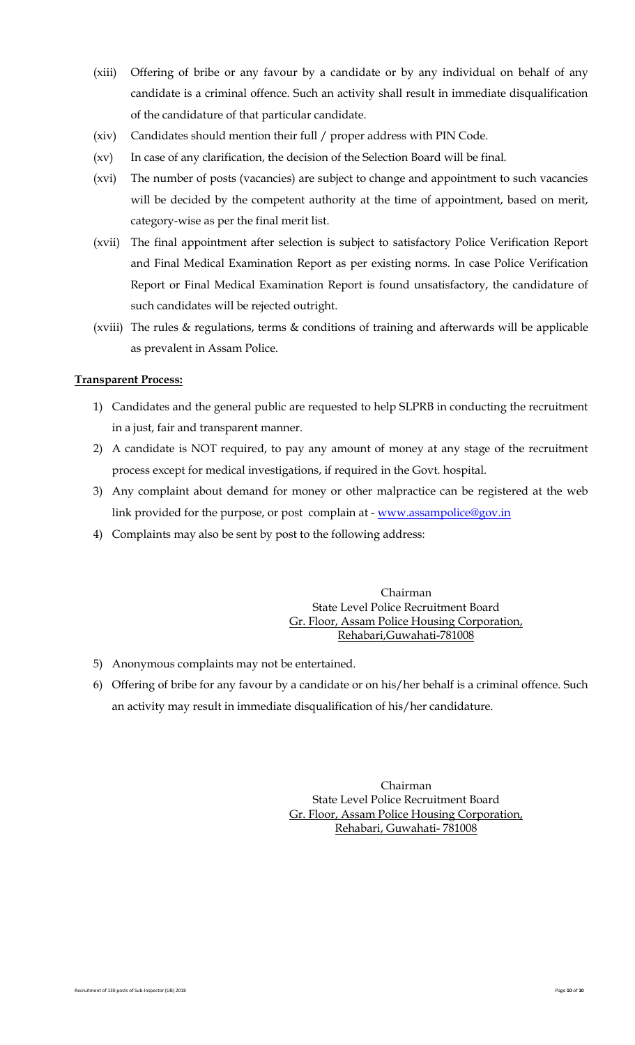- (xiii) Offering of bribe or any favour by a candidate or by any individual on behalf of any candidate is a criminal offence. Such an activity shall result in immediate disqualification of the candidature of that particular candidate.
- (xiv) Candidates should mention their full / proper address with PIN Code.
- (xv) In case of any clarification, the decision of the Selection Board will be final.
- (xvi) The number of posts (vacancies) are subject to change and appointment to such vacancies will be decided by the competent authority at the time of appointment, based on merit, category-wise as per the final merit list.
- (xvii) The final appointment after selection is subject to satisfactory Police Verification Report and Final Medical Examination Report as per existing norms. In case Police Verification Report or Final Medical Examination Report is found unsatisfactory, the candidature of such candidates will be rejected outright.
- (xviii) The rules & regulations, terms & conditions of training and afterwards will be applicable as prevalent in Assam Police.

**Transparent Process:**

1) Candidates and the general public are requested to help SLPRB in conducting the recruitment in a just, fair and transparent manner.
2) A candidate is NOT required, to pay any amount of money at any stage of the recruitment process except for medical investigations, if required in the Govt. hospital.
3) Any complaint about demand for money or other malpractice can be registered at the web link provided for the purpose, or post complain at - www.assampolice@gov.in
4) Complaints may also be sent by post to the following address:

Chairman
State Level Police Recruitment Board
Gr. Floor, Assam Police Housing Corporation,
Rehabari,Guwahati-781008

5) Anonymous complaints may not be entertained.
6) Offering of bribe for any favour by a candidate or on his/her behalf is a criminal offence. Such an activity may result in immediate disqualification of his/her candidature.

Chairman
State Level Police Recruitment Board
Gr. Floor, Assam Police Housing Corporation,
Rehabari, Guwahati- 781008